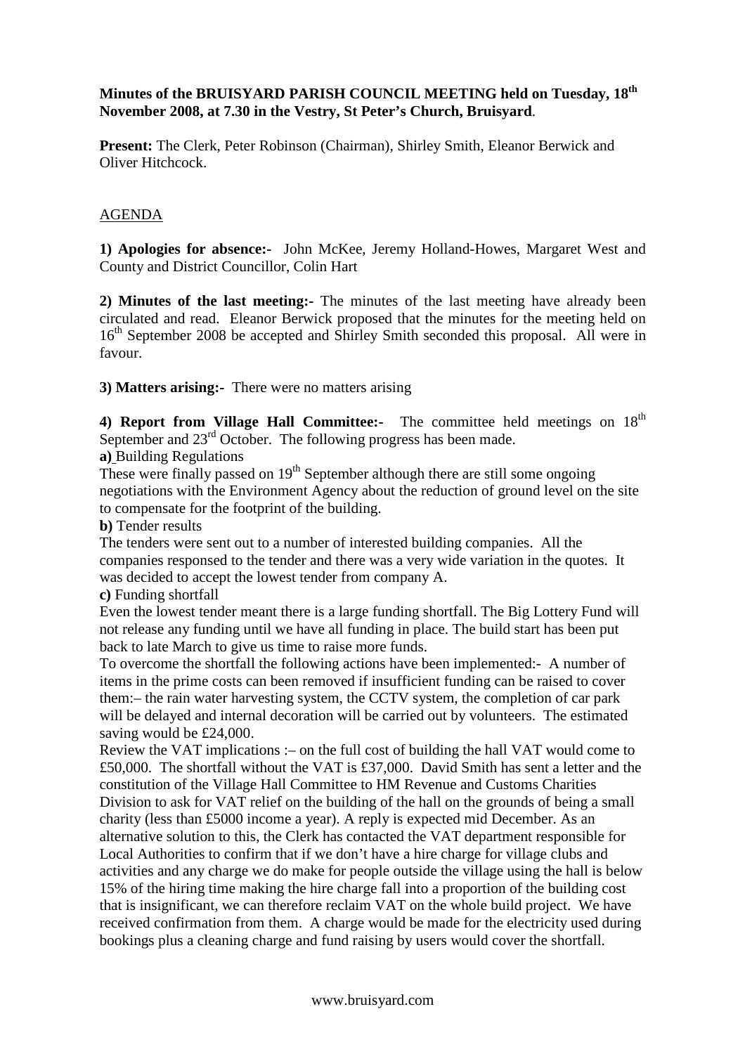**Minutes of the BRUISYARD PARISH COUNCIL MEETING held on Tuesday, 18th November 2008, at 7.30 in the Vestry, St Peter's Church, Bruisyard**.

**Present:** The Clerk, Peter Robinson (Chairman), Shirley Smith, Eleanor Berwick and Oliver Hitchcock.

<u>AGENDA</u>

**1) Apologies for absence:-** John McKee, Jeremy Holland-Howes, Margaret West and County and District Councillor, Colin Hart

**2) Minutes of the last meeting:-** The minutes of the last meeting have already been circulated and read. Eleanor Berwick proposed that the minutes for the meeting held on 16th September 2008 be accepted and Shirley Smith seconded this proposal. All were in favour.

**3) Matters arising:-** There were no matters arising

**4) Report from Village Hall Committee:-** The committee held meetings on 18th September and 23rd October. The following progress has been made.

**a)** Building Regulations

These were finally passed on 19th September although there are still some ongoing negotiations with the Environment Agency about the reduction of ground level on the site to compensate for the footprint of the building.

**b)** Tender results

The tenders were sent out to a number of interested building companies. All the companies responsed to the tender and there was a very wide variation in the quotes. It was decided to accept the lowest tender from company A.

**c)** Funding shortfall

Even the lowest tender meant there is a large funding shortfall. The Big Lottery Fund will not release any funding until we have all funding in place. The build start has been put back to late March to give us time to raise more funds.

To overcome the shortfall the following actions have been implemented:- A number of items in the prime costs can been removed if insufficient funding can be raised to cover them:– the rain water harvesting system, the CCTV system, the completion of car park will be delayed and internal decoration will be carried out by volunteers. The estimated saving would be £24,000.

Review the VAT implications :– on the full cost of building the hall VAT would come to £50,000. The shortfall without the VAT is £37,000. David Smith has sent a letter and the constitution of the Village Hall Committee to HM Revenue and Customs Charities Division to ask for VAT relief on the building of the hall on the grounds of being a small charity (less than £5000 income a year). A reply is expected mid December. As an alternative solution to this, the Clerk has contacted the VAT department responsible for Local Authorities to confirm that if we don't have a hire charge for village clubs and activities and any charge we do make for people outside the village using the hall is below 15% of the hiring time making the hire charge fall into a proportion of the building cost that is insignificant, we can therefore reclaim VAT on the whole build project. We have received confirmation from them. A charge would be made for the electricity used during bookings plus a cleaning charge and fund raising by users would cover the shortfall.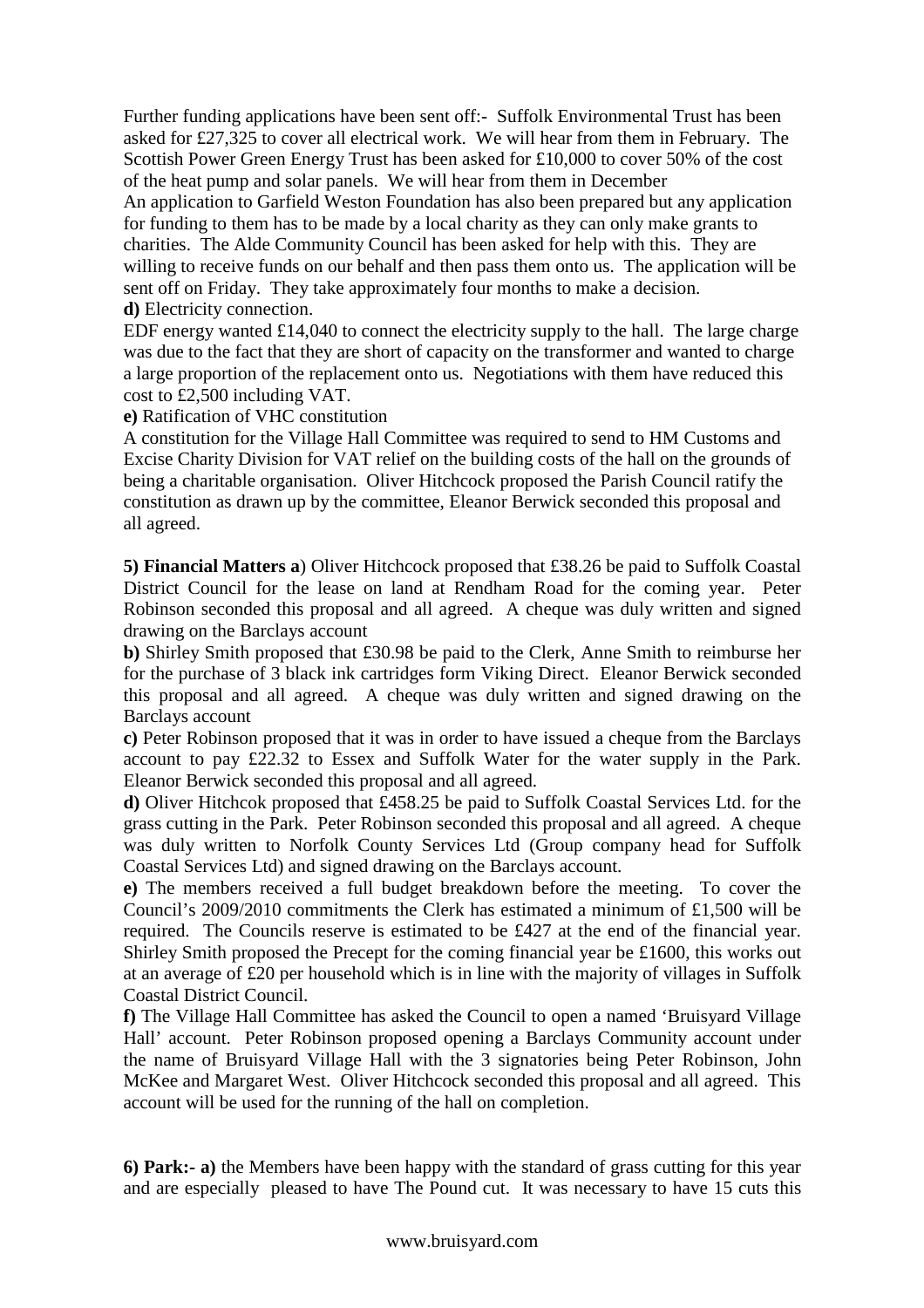Further funding applications have been sent off:- Suffolk Environmental Trust has been asked for £27,325 to cover all electrical work. We will hear from them in February. The Scottish Power Green Energy Trust has been asked for £10,000 to cover 50% of the cost of the heat pump and solar panels. We will hear from them in December

An application to Garfield Weston Foundation has also been prepared but any application for funding to them has to be made by a local charity as they can only make grants to charities. The Alde Community Council has been asked for help with this. They are willing to receive funds on our behalf and then pass them onto us. The application will be sent off on Friday. They take approximately four months to make a decision.

**d)** Electricity connection.

EDF energy wanted £14,040 to connect the electricity supply to the hall. The large charge was due to the fact that they are short of capacity on the transformer and wanted to charge a large proportion of the replacement onto us. Negotiations with them have reduced this cost to £2,500 including VAT.

**e)** Ratification of VHC constitution

A constitution for the Village Hall Committee was required to send to HM Customs and Excise Charity Division for VAT relief on the building costs of the hall on the grounds of being a charitable organisation. Oliver Hitchcock proposed the Parish Council ratify the constitution as drawn up by the committee, Eleanor Berwick seconded this proposal and all agreed.

**5) Financial Matters a**) Oliver Hitchcock proposed that £38.26 be paid to Suffolk Coastal District Council for the lease on land at Rendham Road for the coming year. Peter Robinson seconded this proposal and all agreed. A cheque was duly written and signed drawing on the Barclays account

**b)** Shirley Smith proposed that £30.98 be paid to the Clerk, Anne Smith to reimburse her for the purchase of 3 black ink cartridges form Viking Direct. Eleanor Berwick seconded this proposal and all agreed. A cheque was duly written and signed drawing on the Barclays account

**c)** Peter Robinson proposed that it was in order to have issued a cheque from the Barclays account to pay £22.32 to Essex and Suffolk Water for the water supply in the Park. Eleanor Berwick seconded this proposal and all agreed.

**d)** Oliver Hitchcok proposed that £458.25 be paid to Suffolk Coastal Services Ltd. for the grass cutting in the Park. Peter Robinson seconded this proposal and all agreed. A cheque was duly written to Norfolk County Services Ltd (Group company head for Suffolk Coastal Services Ltd) and signed drawing on the Barclays account.

**e)** The members received a full budget breakdown before the meeting. To cover the Council's 2009/2010 commitments the Clerk has estimated a minimum of £1,500 will be required. The Councils reserve is estimated to be £427 at the end of the financial year. Shirley Smith proposed the Precept for the coming financial year be £1600, this works out at an average of £20 per household which is in line with the majority of villages in Suffolk Coastal District Council.

**f)** The Village Hall Committee has asked the Council to open a named 'Bruisyard Village Hall' account. Peter Robinson proposed opening a Barclays Community account under the name of Bruisyard Village Hall with the 3 signatories being Peter Robinson, John McKee and Margaret West. Oliver Hitchcock seconded this proposal and all agreed. This account will be used for the running of the hall on completion.

**6) Park:- a)** the Members have been happy with the standard of grass cutting for this year and are especially pleased to have The Pound cut. It was necessary to have 15 cuts this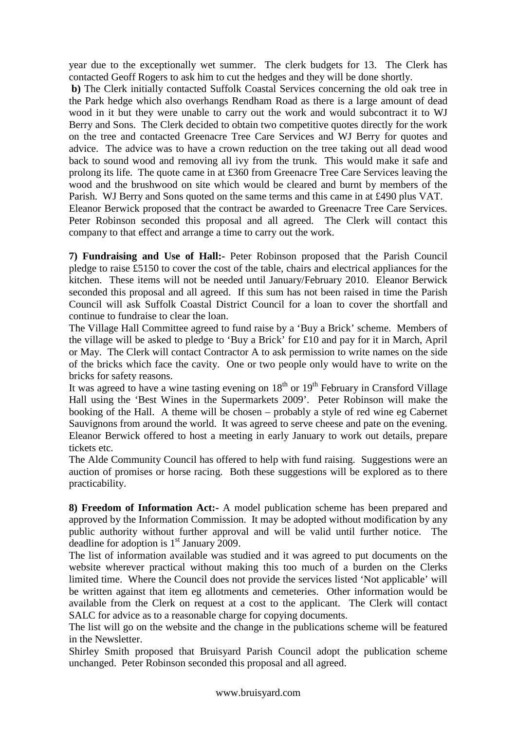year due to the exceptionally wet summer. The clerk budgets for 13. The Clerk has contacted Geoff Rogers to ask him to cut the hedges and they will be done shortly.

**b)** The Clerk initially contacted Suffolk Coastal Services concerning the old oak tree in the Park hedge which also overhangs Rendham Road as there is a large amount of dead wood in it but they were unable to carry out the work and would subcontract it to WJ Berry and Sons. The Clerk decided to obtain two competitive quotes directly for the work on the tree and contacted Greenacre Tree Care Services and WJ Berry for quotes and advice. The advice was to have a crown reduction on the tree taking out all dead wood back to sound wood and removing all ivy from the trunk. This would make it safe and prolong its life. The quote came in at £360 from Greenacre Tree Care Services leaving the wood and the brushwood on site which would be cleared and burnt by members of the Parish. WJ Berry and Sons quoted on the same terms and this came in at £490 plus VAT.
Eleanor Berwick proposed that the contract be awarded to Greenacre Tree Care Services. Peter Robinson seconded this proposal and all agreed. The Clerk will contact this company to that effect and arrange a time to carry out the work.

**7) Fundraising and Use of Hall:-** Peter Robinson proposed that the Parish Council pledge to raise £5150 to cover the cost of the table, chairs and electrical appliances for the kitchen. These items will not be needed until January/February 2010. Eleanor Berwick seconded this proposal and all agreed. If this sum has not been raised in time the Parish Council will ask Suffolk Coastal District Council for a loan to cover the shortfall and continue to fundraise to clear the loan.
The Village Hall Committee agreed to fund raise by a 'Buy a Brick' scheme. Members of the village will be asked to pledge to 'Buy a Brick' for £10 and pay for it in March, April or May. The Clerk will contact Contractor A to ask permission to write names on the side of the bricks which face the cavity. One or two people only would have to write on the bricks for safety reasons.
It was agreed to have a wine tasting evening on 18th or 19th February in Cransford Village Hall using the 'Best Wines in the Supermarkets 2009'. Peter Robinson will make the booking of the Hall. A theme will be chosen – probably a style of red wine eg Cabernet Sauvignons from around the world. It was agreed to serve cheese and pate on the evening. Eleanor Berwick offered to host a meeting in early January to work out details, prepare tickets etc.
The Alde Community Council has offered to help with fund raising. Suggestions were an auction of promises or horse racing. Both these suggestions will be explored as to there practicability.

**8) Freedom of Information Act:-** A model publication scheme has been prepared and approved by the Information Commission. It may be adopted without modification by any public authority without further approval and will be valid until further notice. The deadline for adoption is 1st January 2009.
The list of information available was studied and it was agreed to put documents on the website wherever practical without making this too much of a burden on the Clerks limited time. Where the Council does not provide the services listed 'Not applicable' will be written against that item eg allotments and cemeteries. Other information would be available from the Clerk on request at a cost to the applicant. The Clerk will contact SALC for advice as to a reasonable charge for copying documents.
The list will go on the website and the change in the publications scheme will be featured in the Newsletter.
Shirley Smith proposed that Bruisyard Parish Council adopt the publication scheme unchanged. Peter Robinson seconded this proposal and all agreed.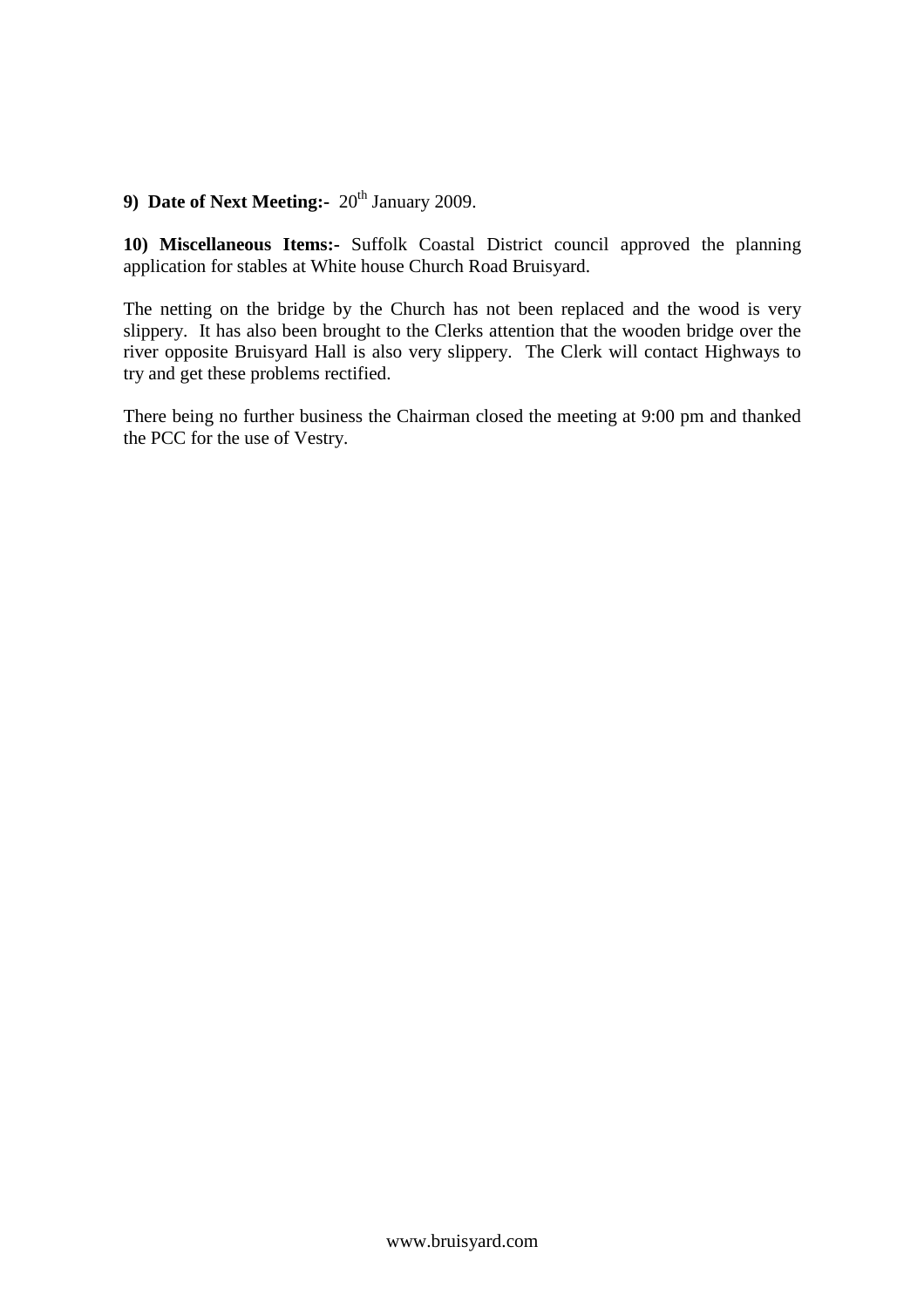**9) Date of Next Meeting:-** 20th January 2009.

**10) Miscellaneous Items:-** Suffolk Coastal District council approved the planning application for stables at White house Church Road Bruisyard.

The netting on the bridge by the Church has not been replaced and the wood is very slippery. It has also been brought to the Clerks attention that the wooden bridge over the river opposite Bruisyard Hall is also very slippery. The Clerk will contact Highways to try and get these problems rectified.

There being no further business the Chairman closed the meeting at 9:00 pm and thanked the PCC for the use of Vestry.